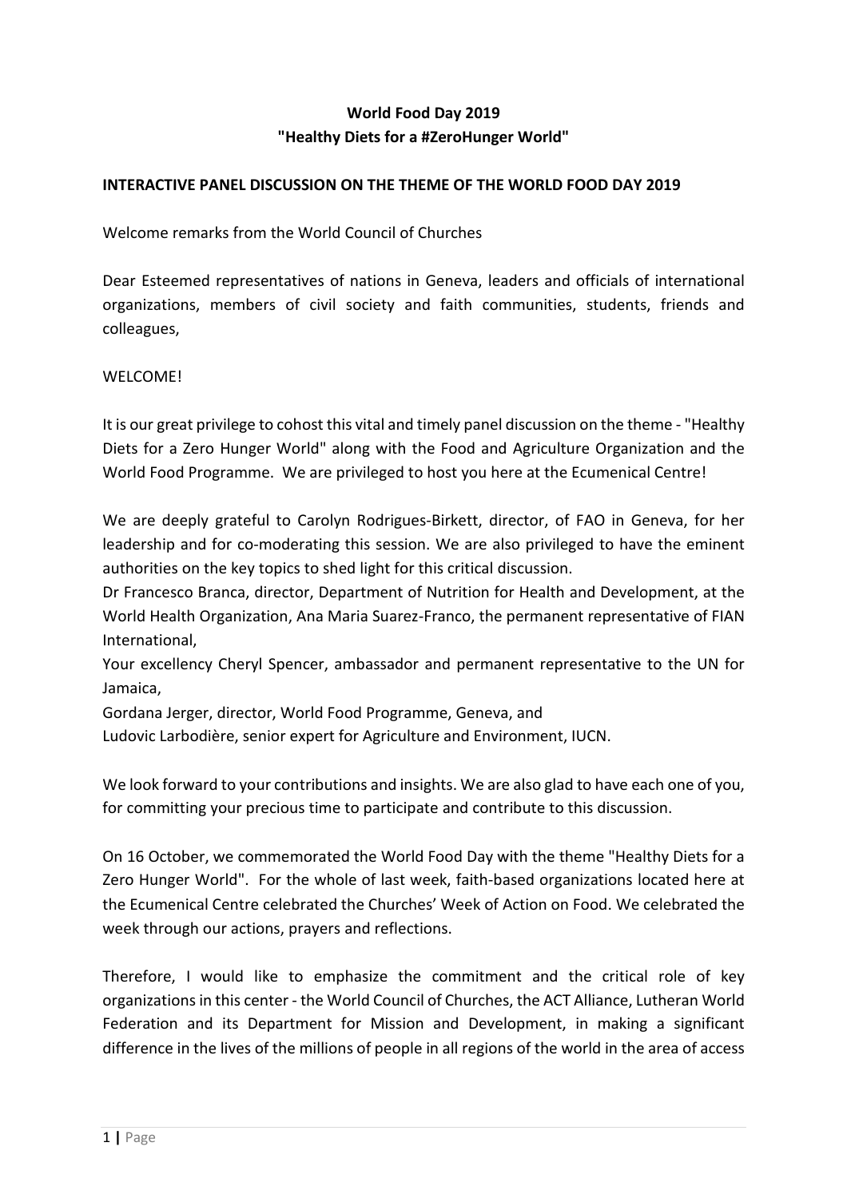**World Food Day 2019**
**"Healthy Diets for a #ZeroHunger World"**

**INTERACTIVE PANEL DISCUSSION ON THE THEME OF THE WORLD FOOD DAY 2019**

Welcome remarks from the World Council of Churches

Dear Esteemed representatives of nations in Geneva, leaders and officials of international organizations, members of civil society and faith communities, students, friends and colleagues,

WELCOME!

It is our great privilege to cohost this vital and timely panel discussion on the theme - "Healthy Diets for a Zero Hunger World" along with the Food and Agriculture Organization and the World Food Programme. We are privileged to host you here at the Ecumenical Centre!

We are deeply grateful to Carolyn Rodrigues-Birkett, director, of FAO in Geneva, for her leadership and for co-moderating this session. We are also privileged to have the eminent authorities on the key topics to shed light for this critical discussion.
Dr Francesco Branca, director, Department of Nutrition for Health and Development, at the World Health Organization, Ana Maria Suarez-Franco, the permanent representative of FIAN International,
Your excellency Cheryl Spencer, ambassador and permanent representative to the UN for Jamaica,
Gordana Jerger, director, World Food Programme, Geneva, and
Ludovic Larbodière, senior expert for Agriculture and Environment, IUCN.

We look forward to your contributions and insights. We are also glad to have each one of you, for committing your precious time to participate and contribute to this discussion.

On 16 October, we commemorated the World Food Day with the theme "Healthy Diets for a Zero Hunger World". For the whole of last week, faith-based organizations located here at the Ecumenical Centre celebrated the Churches' Week of Action on Food. We celebrated the week through our actions, prayers and reflections.

Therefore, I would like to emphasize the commitment and the critical role of key organizations in this center - the World Council of Churches, the ACT Alliance, Lutheran World Federation and its Department for Mission and Development, in making a significant difference in the lives of the millions of people in all regions of the world in the area of access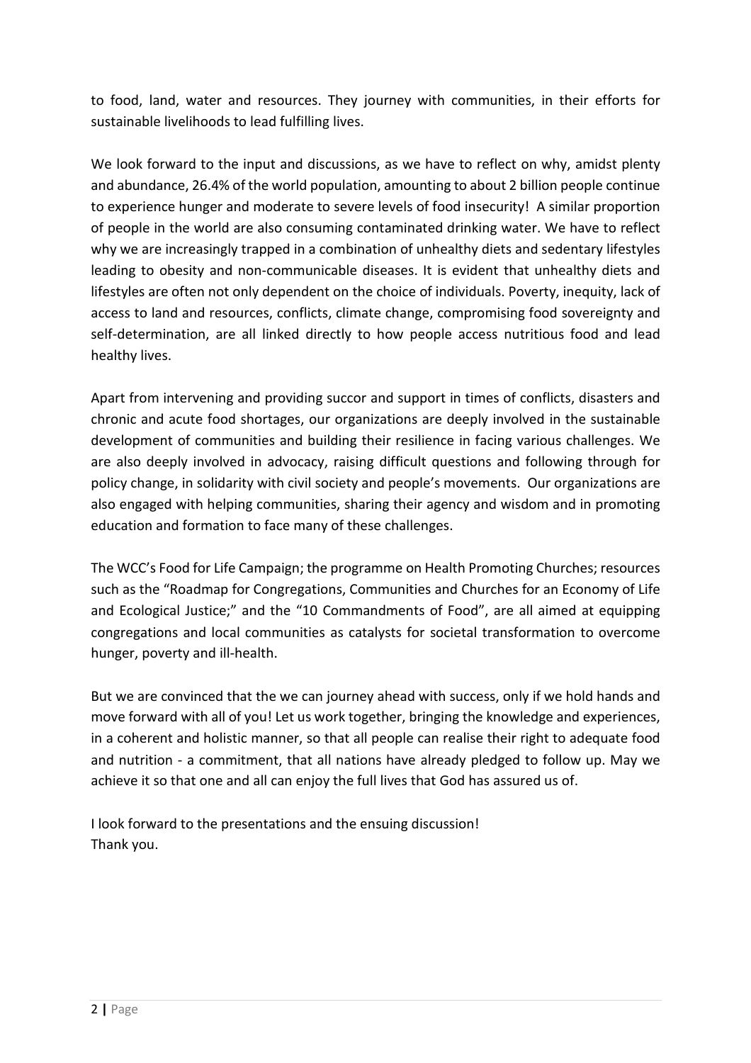to food, land, water and resources. They journey with communities, in their efforts for sustainable livelihoods to lead fulfilling lives.

We look forward to the input and discussions, as we have to reflect on why, amidst plenty and abundance, 26.4% of the world population, amounting to about 2 billion people continue to experience hunger and moderate to severe levels of food insecurity! A similar proportion of people in the world are also consuming contaminated drinking water. We have to reflect why we are increasingly trapped in a combination of unhealthy diets and sedentary lifestyles leading to obesity and non-communicable diseases. It is evident that unhealthy diets and lifestyles are often not only dependent on the choice of individuals. Poverty, inequity, lack of access to land and resources, conflicts, climate change, compromising food sovereignty and self-determination, are all linked directly to how people access nutritious food and lead healthy lives.

Apart from intervening and providing succor and support in times of conflicts, disasters and chronic and acute food shortages, our organizations are deeply involved in the sustainable development of communities and building their resilience in facing various challenges. We are also deeply involved in advocacy, raising difficult questions and following through for policy change, in solidarity with civil society and people's movements. Our organizations are also engaged with helping communities, sharing their agency and wisdom and in promoting education and formation to face many of these challenges.

The WCC's Food for Life Campaign; the programme on Health Promoting Churches; resources such as the "Roadmap for Congregations, Communities and Churches for an Economy of Life and Ecological Justice;" and the "10 Commandments of Food", are all aimed at equipping congregations and local communities as catalysts for societal transformation to overcome hunger, poverty and ill-health.

But we are convinced that the we can journey ahead with success, only if we hold hands and move forward with all of you! Let us work together, bringing the knowledge and experiences, in a coherent and holistic manner, so that all people can realise their right to adequate food and nutrition - a commitment, that all nations have already pledged to follow up. May we achieve it so that one and all can enjoy the full lives that God has assured us of.

I look forward to the presentations and the ensuing discussion!
Thank you.